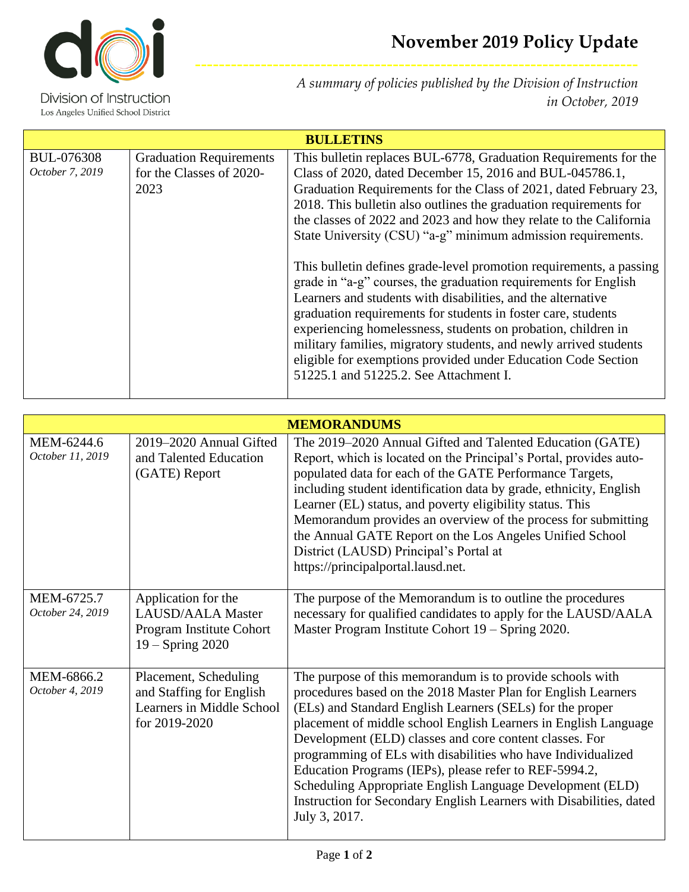Division of Instruction
Los Angeles Unified School District

# November 2019 Policy Update

*A summary of policies published by the Division of Instruction in October, 2019*

| BULLETINS | | |
|---|---|---|
| BUL-076308<br>*October 7, 2019* | Graduation Requirements for the Classes of 2020-2023 | This bulletin replaces BUL-6778, Graduation Requirements for the Class of 2020, dated December 15, 2016 and BUL-045786.1, Graduation Requirements for the Class of 2021, dated February 23, 2018. This bulletin also outlines the graduation requirements for the classes of 2022 and 2023 and how they relate to the California State University (CSU) "a-g" minimum admission requirements.<br><br>This bulletin defines grade-level promotion requirements, a passing grade in "a-g" courses, the graduation requirements for English Learners and students with disabilities, and the alternative graduation requirements for students in foster care, students experiencing homelessness, students on probation, children in military families, migratory students, and newly arrived students eligible for exemptions provided under Education Code Section 51225.1 and 51225.2. See Attachment I. |

| MEMORANDUMS | | |
|---|---|---|
| MEM-6244.6<br>*October 11, 2019* | 2019–2020 Annual Gifted and Talented Education (GATE) Report | The 2019–2020 Annual Gifted and Talented Education (GATE) Report, which is located on the Principal's Portal, provides auto-populated data for each of the GATE Performance Targets, including student identification data by grade, ethnicity, English Learner (EL) status, and poverty eligibility status. This Memorandum provides an overview of the process for submitting the Annual GATE Report on the Los Angeles Unified School District (LAUSD) Principal's Portal at https://principalportal.lausd.net. |
| MEM-6725.7<br>*October 24, 2019* | Application for the LAUSD/AALA Master Program Institute Cohort 19 – Spring 2020 | The purpose of the Memorandum is to outline the procedures necessary for qualified candidates to apply for the LAUSD/AALA Master Program Institute Cohort 19 – Spring 2020. |
| MEM-6866.2<br>*October 4, 2019* | Placement, Scheduling and Staffing for English Learners in Middle School for 2019-2020 | The purpose of this memorandum is to provide schools with procedures based on the 2018 Master Plan for English Learners (ELs) and Standard English Learners (SELs) for the proper placement of middle school English Learners in English Language Development (ELD) classes and core content classes. For programming of ELs with disabilities who have Individualized Education Programs (IEPs), please refer to REF-5994.2, Scheduling Appropriate English Language Development (ELD) Instruction for Secondary English Learners with Disabilities, dated July 3, 2017. |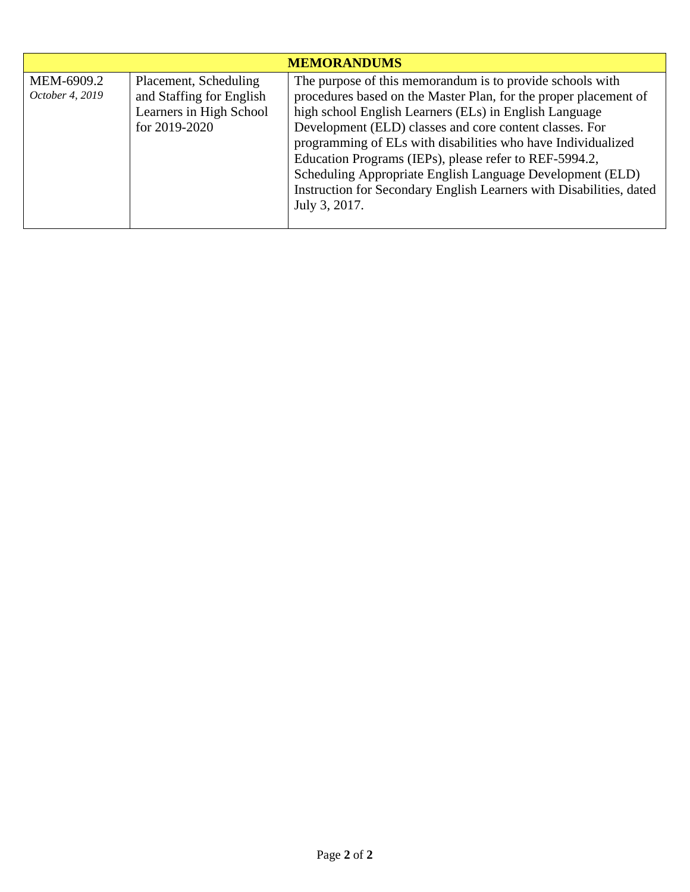| MEMORANDUMS | | |
|---|---|---|
| MEM-6909.2<br>*October 4, 2019* | Placement, Scheduling and Staffing for English Learners in High School for 2019-2020 | The purpose of this memorandum is to provide schools with procedures based on the Master Plan, for the proper placement of high school English Learners (ELs) in English Language Development (ELD) classes and core content classes. For programming of ELs with disabilities who have Individualized Education Programs (IEPs), please refer to REF-5994.2, Scheduling Appropriate English Language Development (ELD) Instruction for Secondary English Learners with Disabilities, dated July 3, 2017. |